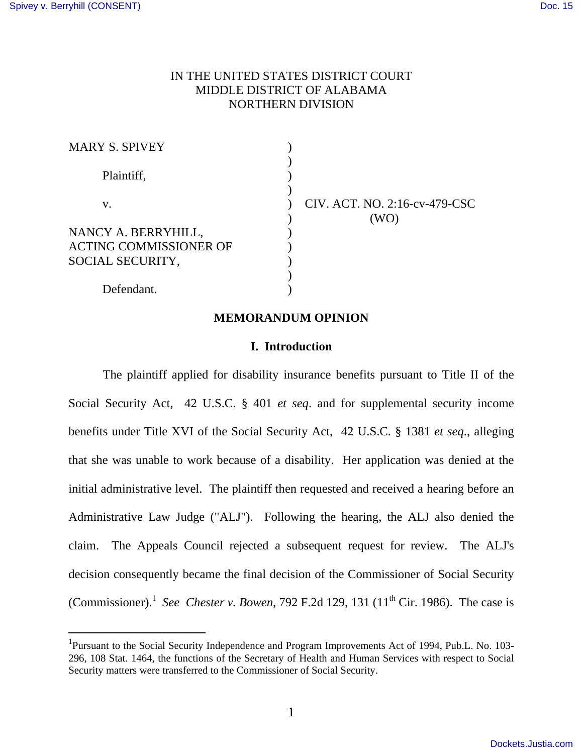IN THE UNITED STATES DISTRICT COURT
MIDDLE DISTRICT OF ALABAMA
NORTHERN DIVISION

| | | |
|---|---|---|
| MARY S. SPIVEY | ) | |
| | ) | |
| Plaintiff, | ) | |
| | ) | |
| v. | ) | CIV. ACT. NO. 2:16-cv-479-CSC |
| | ) | (WO) |
| NANCY A. BERRYHILL, ACTING COMMISSIONER OF SOCIAL SECURITY, | ) | |
| | ) | |
| Defendant. | ) | |

## MEMORANDUM OPINION

### I. Introduction

The plaintiff applied for disability insurance benefits pursuant to Title II of the Social Security Act, 42 U.S.C. § 401 *et seq*. and for supplemental security income benefits under Title XVI of the Social Security Act, 42 U.S.C. § 1381 *et seq*., alleging that she was unable to work because of a disability. Her application was denied at the initial administrative level. The plaintiff then requested and received a hearing before an Administrative Law Judge ("ALJ"). Following the hearing, the ALJ also denied the claim. The Appeals Council rejected a subsequent request for review. The ALJ's decision consequently became the final decision of the Commissioner of Social Security (Commissioner).[1] *See Chester v. Bowen*, 792 F.2d 129, 131 (11th Cir. 1986). The case is

[1] Pursuant to the Social Security Independence and Program Improvements Act of 1994, Pub.L. No. 103-296, 108 Stat. 1464, the functions of the Secretary of Health and Human Services with respect to Social Security matters were transferred to the Commissioner of Social Security.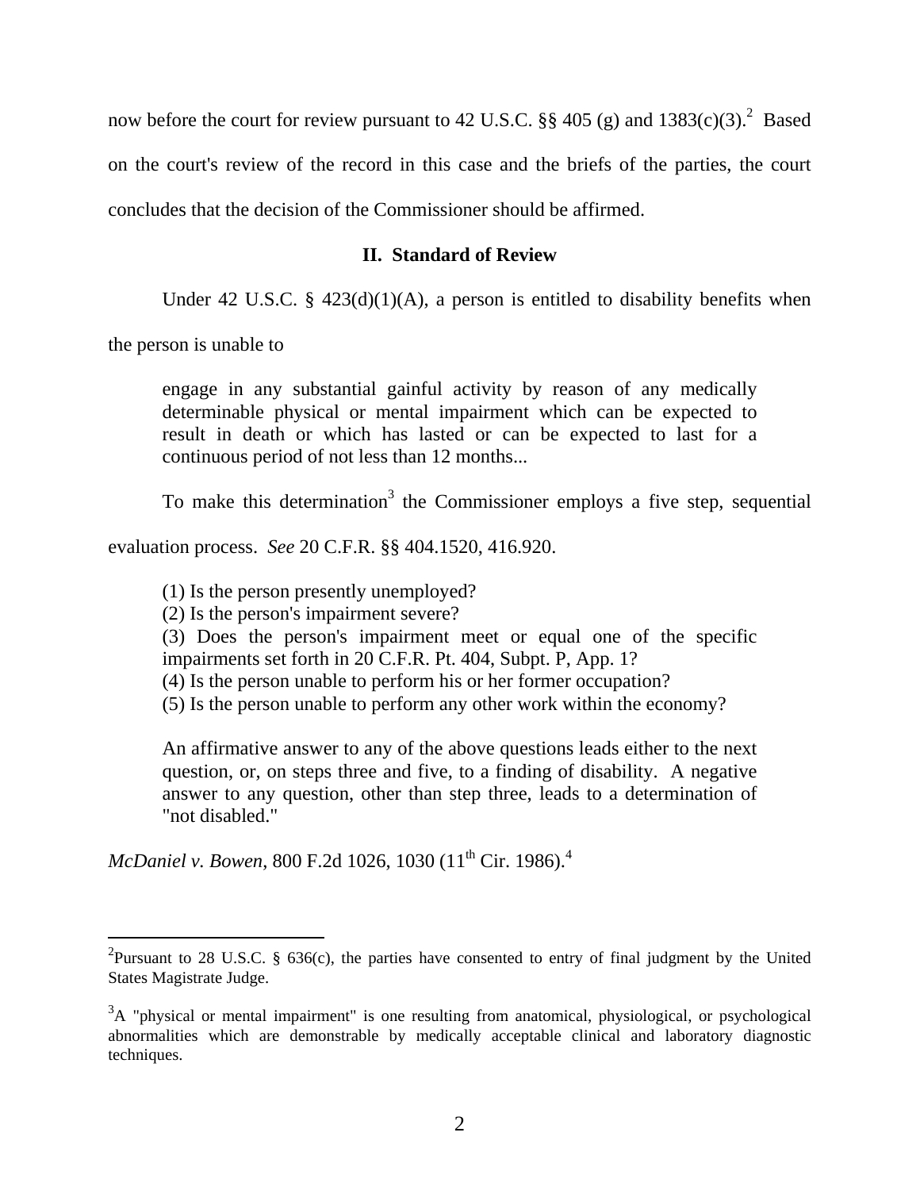now before the court for review pursuant to 42 U.S.C. §§ 405 (g) and 1383(c)(3).[2] Based on the court's review of the record in this case and the briefs of the parties, the court concludes that the decision of the Commissioner should be affirmed.

## II. Standard of Review

Under 42 U.S.C. § 423(d)(1)(A), a person is entitled to disability benefits when the person is unable to

> engage in any substantial gainful activity by reason of any medically determinable physical or mental impairment which can be expected to result in death or which has lasted or can be expected to last for a continuous period of not less than 12 months...

To make this determination[3] the Commissioner employs a five step, sequential evaluation process. *See* 20 C.F.R. §§ 404.1520, 416.920.

> (1) Is the person presently unemployed?
> (2) Is the person's impairment severe?
> (3) Does the person's impairment meet or equal one of the specific impairments set forth in 20 C.F.R. Pt. 404, Subpt. P, App. 1?
> (4) Is the person unable to perform his or her former occupation?
> (5) Is the person unable to perform any other work within the economy?
>
> An affirmative answer to any of the above questions leads either to the next question, or, on steps three and five, to a finding of disability. A negative answer to any question, other than step three, leads to a determination of "not disabled."

*McDaniel v. Bowen*, 800 F.2d 1026, 1030 (11th Cir. 1986).[4]

---

[2] Pursuant to 28 U.S.C. § 636(c), the parties have consented to entry of final judgment by the United States Magistrate Judge.

[3] A "physical or mental impairment" is one resulting from anatomical, physiological, or psychological abnormalities which are demonstrable by medically acceptable clinical and laboratory diagnostic techniques.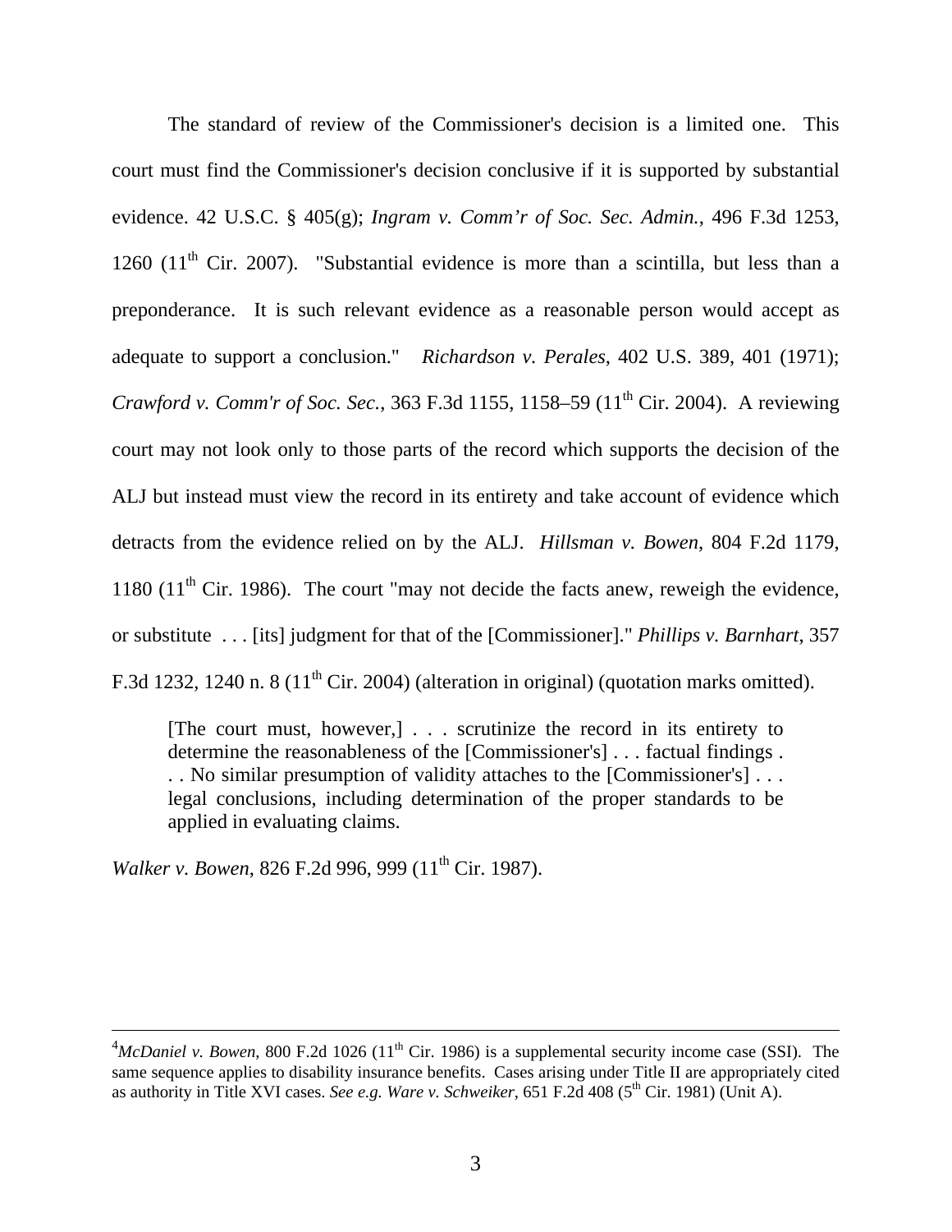The standard of review of the Commissioner's decision is a limited one. This court must find the Commissioner's decision conclusive if it is supported by substantial evidence. 42 U.S.C. § 405(g); *Ingram v. Comm'r of Soc. Sec. Admin.*, 496 F.3d 1253, 1260 (11th Cir. 2007). "Substantial evidence is more than a scintilla, but less than a preponderance. It is such relevant evidence as a reasonable person would accept as adequate to support a conclusion." *Richardson v. Perales*, 402 U.S. 389, 401 (1971); *Crawford v. Comm'r of Soc. Sec.*, 363 F.3d 1155, 1158–59 (11th Cir. 2004). A reviewing court may not look only to those parts of the record which supports the decision of the ALJ but instead must view the record in its entirety and take account of evidence which detracts from the evidence relied on by the ALJ. *Hillsman v. Bowen*, 804 F.2d 1179, 1180 (11th Cir. 1986). The court "may not decide the facts anew, reweigh the evidence, or substitute . . . [its] judgment for that of the [Commissioner]." *Phillips v. Barnhart*, 357 F.3d 1232, 1240 n. 8 (11th Cir. 2004) (alteration in original) (quotation marks omitted).

> [The court must, however,] . . . scrutinize the record in its entirety to determine the reasonableness of the [Commissioner's] . . . factual findings . . . No similar presumption of validity attaches to the [Commissioner's] . . . legal conclusions, including determination of the proper standards to be applied in evaluating claims.

*Walker v. Bowen*, 826 F.2d 996, 999 (11th Cir. 1987).

---

[4]*McDaniel v. Bowen*, 800 F.2d 1026 (11th Cir. 1986) is a supplemental security income case (SSI). The same sequence applies to disability insurance benefits. Cases arising under Title II are appropriately cited as authority in Title XVI cases. *See e.g. Ware v. Schweiker*, 651 F.2d 408 (5th Cir. 1981) (Unit A).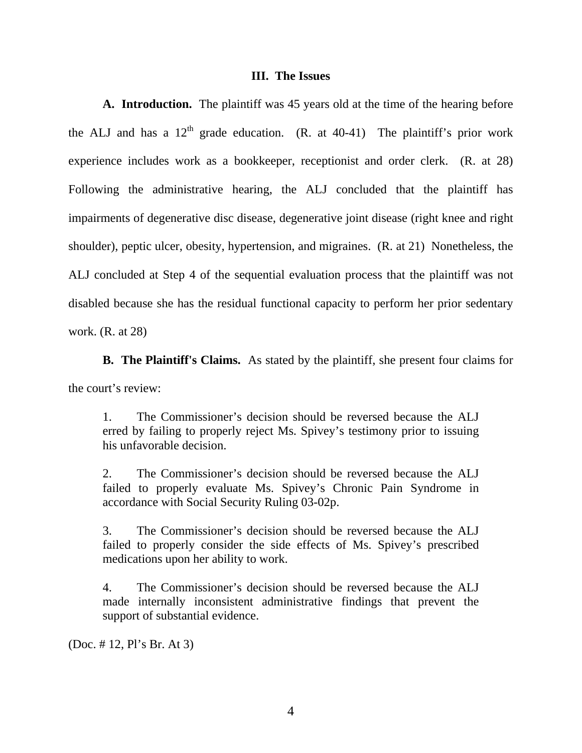### III. The Issues

**A. Introduction.** The plaintiff was 45 years old at the time of the hearing before the ALJ and has a 12th grade education. (R. at 40-41) The plaintiff's prior work experience includes work as a bookkeeper, receptionist and order clerk. (R. at 28) Following the administrative hearing, the ALJ concluded that the plaintiff has impairments of degenerative disc disease, degenerative joint disease (right knee and right shoulder), peptic ulcer, obesity, hypertension, and migraines. (R. at 21) Nonetheless, the ALJ concluded at Step 4 of the sequential evaluation process that the plaintiff was not disabled because she has the residual functional capacity to perform her prior sedentary work. (R. at 28)

**B. The Plaintiff's Claims.** As stated by the plaintiff, she present four claims for the court's review:

> 1. The Commissioner's decision should be reversed because the ALJ erred by failing to properly reject Ms. Spivey's testimony prior to issuing his unfavorable decision.
>
> 2. The Commissioner's decision should be reversed because the ALJ failed to properly evaluate Ms. Spivey's Chronic Pain Syndrome in accordance with Social Security Ruling 03-02p.
>
> 3. The Commissioner's decision should be reversed because the ALJ failed to properly consider the side effects of Ms. Spivey's prescribed medications upon her ability to work.
>
> 4. The Commissioner's decision should be reversed because the ALJ made internally inconsistent administrative findings that prevent the support of substantial evidence.

(Doc. # 12, Pl's Br. At 3)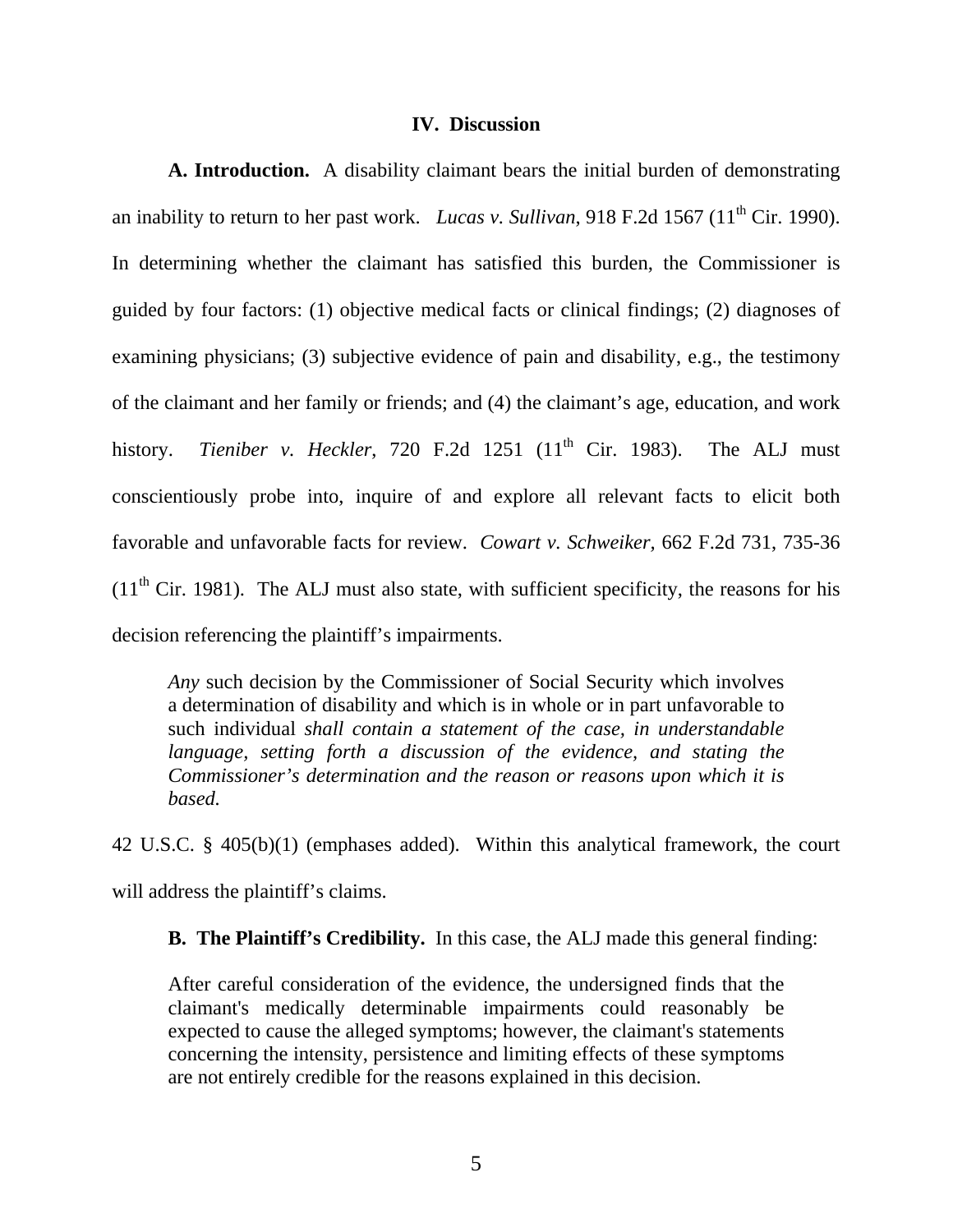### IV. Discussion

**A. Introduction.** A disability claimant bears the initial burden of demonstrating an inability to return to her past work. *Lucas v. Sullivan*, 918 F.2d 1567 (11th Cir. 1990). In determining whether the claimant has satisfied this burden, the Commissioner is guided by four factors: (1) objective medical facts or clinical findings; (2) diagnoses of examining physicians; (3) subjective evidence of pain and disability, e.g., the testimony of the claimant and her family or friends; and (4) the claimant's age, education, and work history. *Tieniber v. Heckler*, 720 F.2d 1251 (11th Cir. 1983). The ALJ must conscientiously probe into, inquire of and explore all relevant facts to elicit both favorable and unfavorable facts for review. *Cowart v. Schweiker*, 662 F.2d 731, 735-36 (11th Cir. 1981). The ALJ must also state, with sufficient specificity, the reasons for his decision referencing the plaintiff's impairments.

> *Any* such decision by the Commissioner of Social Security which involves a determination of disability and which is in whole or in part unfavorable to such individual *shall contain a statement of the case, in understandable language, setting forth a discussion of the evidence, and stating the Commissioner's determination and the reason or reasons upon which it is based.*

42 U.S.C. § 405(b)(1) (emphases added). Within this analytical framework, the court will address the plaintiff's claims.

**B. The Plaintiff's Credibility.** In this case, the ALJ made this general finding:

> After careful consideration of the evidence, the undersigned finds that the claimant's medically determinable impairments could reasonably be expected to cause the alleged symptoms; however, the claimant's statements concerning the intensity, persistence and limiting effects of these symptoms are not entirely credible for the reasons explained in this decision.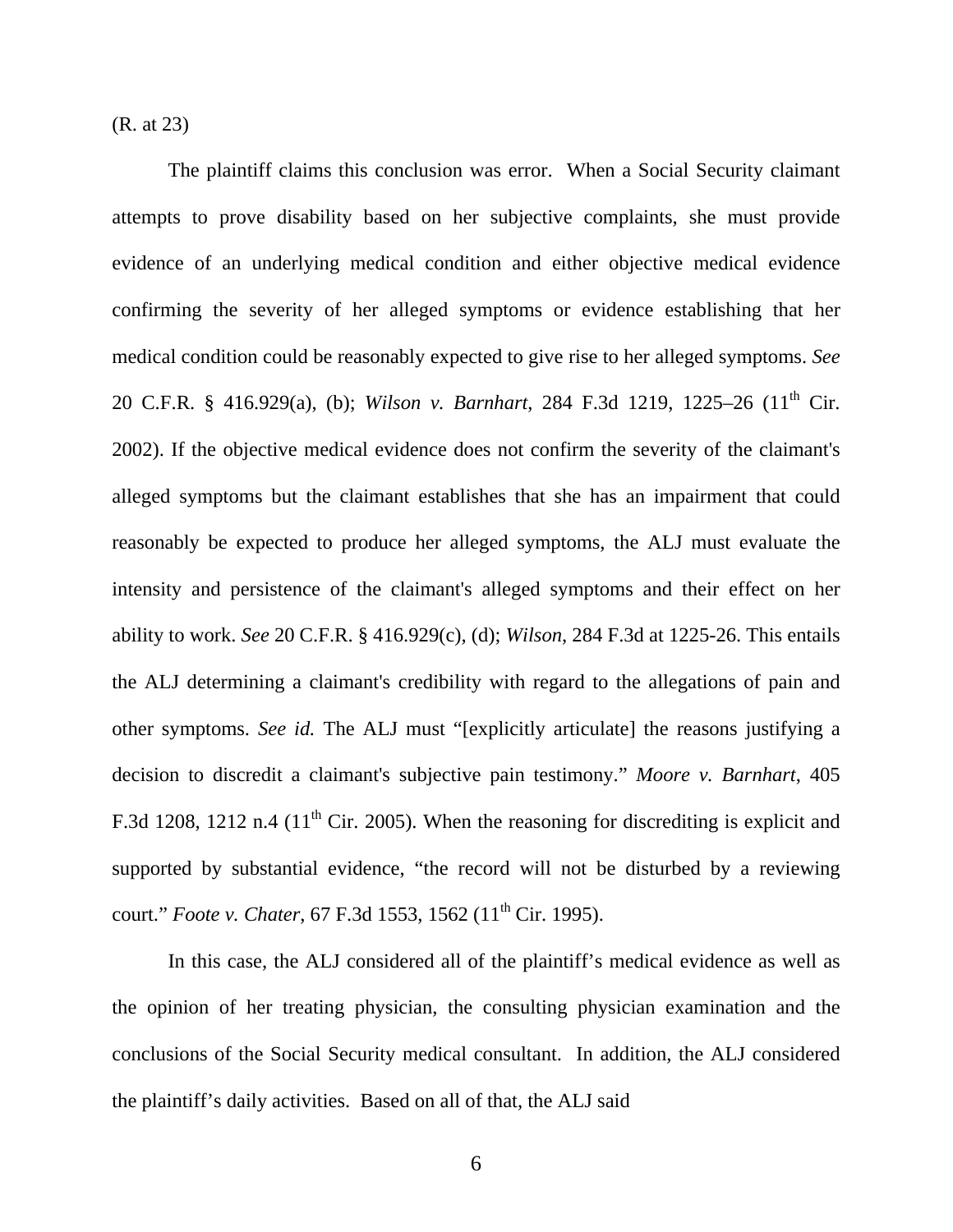(R. at 23)

The plaintiff claims this conclusion was error. When a Social Security claimant attempts to prove disability based on her subjective complaints, she must provide evidence of an underlying medical condition and either objective medical evidence confirming the severity of her alleged symptoms or evidence establishing that her medical condition could be reasonably expected to give rise to her alleged symptoms. *See* 20 C.F.R. § 416.929(a), (b); *Wilson v. Barnhart*, 284 F.3d 1219, 1225–26 (11th Cir. 2002). If the objective medical evidence does not confirm the severity of the claimant's alleged symptoms but the claimant establishes that she has an impairment that could reasonably be expected to produce her alleged symptoms, the ALJ must evaluate the intensity and persistence of the claimant's alleged symptoms and their effect on her ability to work. *See* 20 C.F.R. § 416.929(c), (d); *Wilson*, 284 F.3d at 1225-26. This entails the ALJ determining a claimant's credibility with regard to the allegations of pain and other symptoms. *See id.* The ALJ must "[explicitly articulate] the reasons justifying a decision to discredit a claimant's subjective pain testimony." *Moore v. Barnhart*, 405 F.3d 1208, 1212 n.4 (11th Cir. 2005). When the reasoning for discrediting is explicit and supported by substantial evidence, "the record will not be disturbed by a reviewing court." *Foote v. Chater*, 67 F.3d 1553, 1562 (11th Cir. 1995).

In this case, the ALJ considered all of the plaintiff's medical evidence as well as the opinion of her treating physician, the consulting physician examination and the conclusions of the Social Security medical consultant. In addition, the ALJ considered the plaintiff's daily activities. Based on all of that, the ALJ said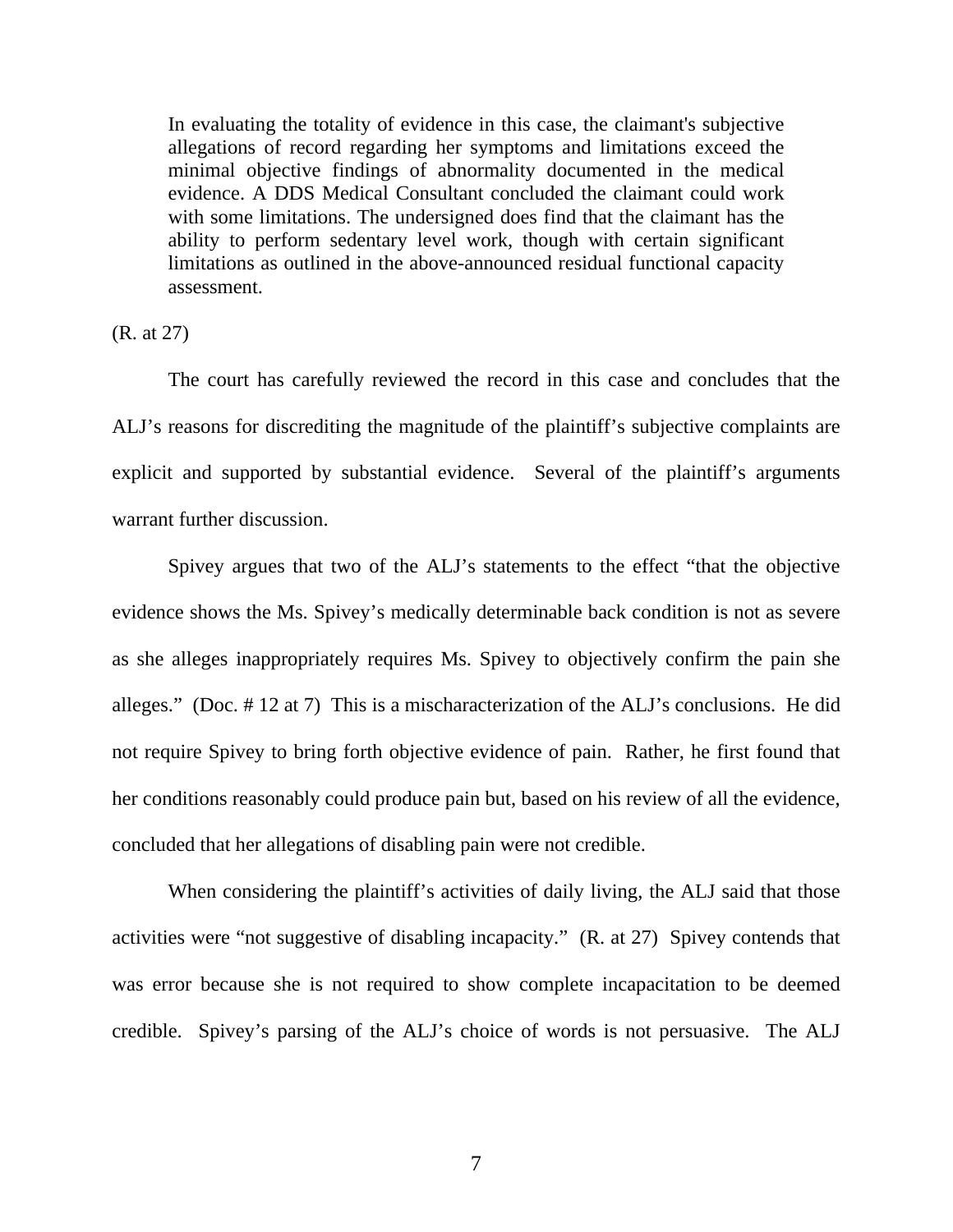> In evaluating the totality of evidence in this case, the claimant's subjective allegations of record regarding her symptoms and limitations exceed the minimal objective findings of abnormality documented in the medical evidence. A DDS Medical Consultant concluded the claimant could work with some limitations. The undersigned does find that the claimant has the ability to perform sedentary level work, though with certain significant limitations as outlined in the above-announced residual functional capacity assessment.

(R. at 27)

The court has carefully reviewed the record in this case and concludes that the ALJ's reasons for discrediting the magnitude of the plaintiff's subjective complaints are explicit and supported by substantial evidence. Several of the plaintiff's arguments warrant further discussion.

Spivey argues that two of the ALJ's statements to the effect "that the objective evidence shows the Ms. Spivey's medically determinable back condition is not as severe as she alleges inappropriately requires Ms. Spivey to objectively confirm the pain she alleges." (Doc. # 12 at 7) This is a mischaracterization of the ALJ's conclusions. He did not require Spivey to bring forth objective evidence of pain. Rather, he first found that her conditions reasonably could produce pain but, based on his review of all the evidence, concluded that her allegations of disabling pain were not credible.

When considering the plaintiff's activities of daily living, the ALJ said that those activities were "not suggestive of disabling incapacity." (R. at 27) Spivey contends that was error because she is not required to show complete incapacitation to be deemed credible. Spivey's parsing of the ALJ's choice of words is not persuasive. The ALJ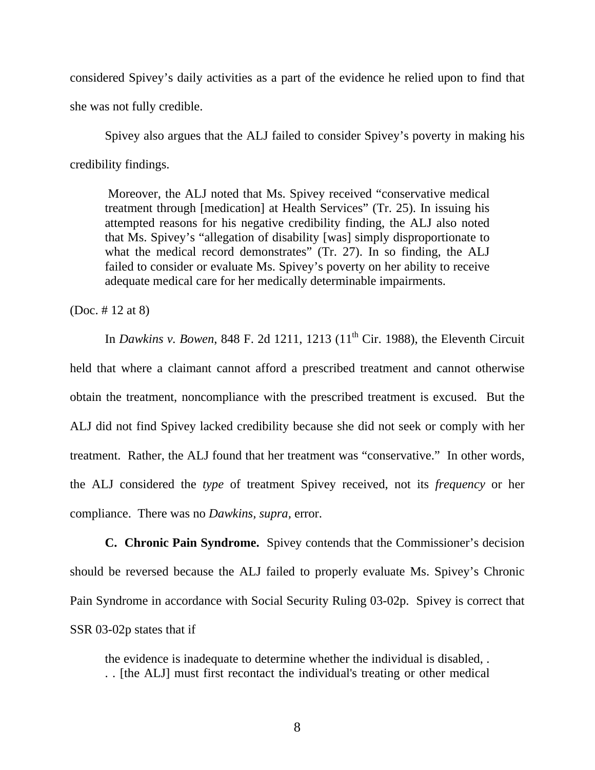considered Spivey's daily activities as a part of the evidence he relied upon to find that she was not fully credible.

Spivey also argues that the ALJ failed to consider Spivey's poverty in making his credibility findings.

> Moreover, the ALJ noted that Ms. Spivey received "conservative medical treatment through [medication] at Health Services" (Tr. 25). In issuing his attempted reasons for his negative credibility finding, the ALJ also noted that Ms. Spivey's "allegation of disability [was] simply disproportionate to what the medical record demonstrates" (Tr. 27). In so finding, the ALJ failed to consider or evaluate Ms. Spivey's poverty on her ability to receive adequate medical care for her medically determinable impairments.

(Doc. # 12 at 8)

In *Dawkins v. Bowen,* 848 F. 2d 1211, 1213 (11th Cir. 1988), the Eleventh Circuit held that where a claimant cannot afford a prescribed treatment and cannot otherwise obtain the treatment, noncompliance with the prescribed treatment is excused. But the ALJ did not find Spivey lacked credibility because she did not seek or comply with her treatment. Rather, the ALJ found that her treatment was "conservative." In other words, the ALJ considered the *type* of treatment Spivey received, not its *frequency* or her compliance. There was no *Dawkins, supra,* error.

**C. Chronic Pain Syndrome.** Spivey contends that the Commissioner's decision should be reversed because the ALJ failed to properly evaluate Ms. Spivey's Chronic Pain Syndrome in accordance with Social Security Ruling 03-02p. Spivey is correct that SSR 03-02p states that if

> the evidence is inadequate to determine whether the individual is disabled, . . . [the ALJ] must first recontact the individual's treating or other medical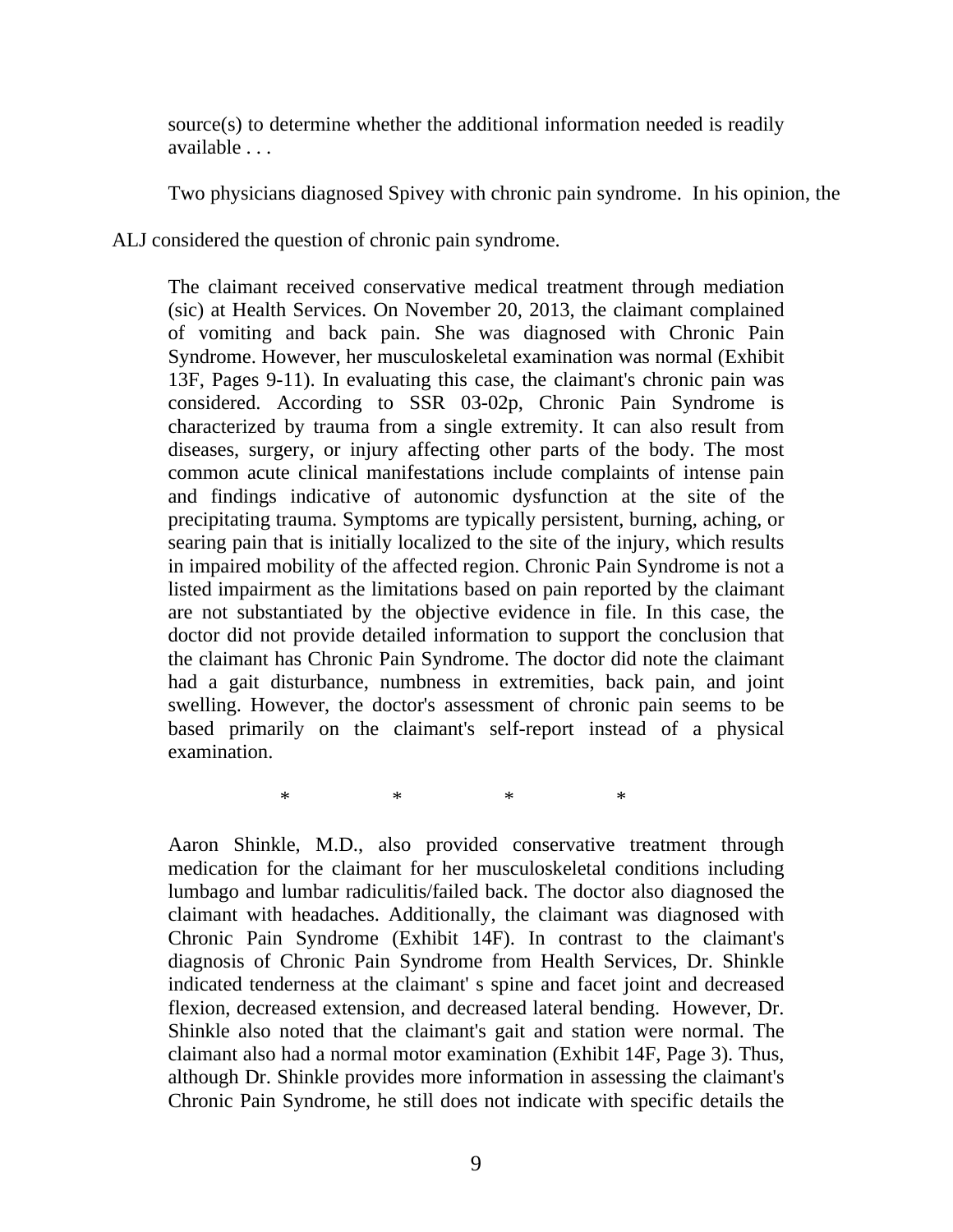> source(s) to determine whether the additional information needed is readily available . . .

Two physicians diagnosed Spivey with chronic pain syndrome. In his opinion, the ALJ considered the question of chronic pain syndrome.

> The claimant received conservative medical treatment through mediation (sic) at Health Services. On November 20, 2013, the claimant complained of vomiting and back pain. She was diagnosed with Chronic Pain Syndrome. However, her musculoskeletal examination was normal (Exhibit 13F, Pages 9-11). In evaluating this case, the claimant's chronic pain was considered. According to SSR 03-02p, Chronic Pain Syndrome is characterized by trauma from a single extremity. It can also result from diseases, surgery, or injury affecting other parts of the body. The most common acute clinical manifestations include complaints of intense pain and findings indicative of autonomic dysfunction at the site of the precipitating trauma. Symptoms are typically persistent, burning, aching, or searing pain that is initially localized to the site of the injury, which results in impaired mobility of the affected region. Chronic Pain Syndrome is not a listed impairment as the limitations based on pain reported by the claimant are not substantiated by the objective evidence in file. In this case, the doctor did not provide detailed information to support the conclusion that the claimant has Chronic Pain Syndrome. The doctor did note the claimant had a gait disturbance, numbness in extremities, back pain, and joint swelling. However, the doctor's assessment of chronic pain seems to be based primarily on the claimant's self-report instead of a physical examination.
>
> \* \* \* \*
>
> Aaron Shinkle, M.D., also provided conservative treatment through medication for the claimant for her musculoskeletal conditions including lumbago and lumbar radiculitis/failed back. The doctor also diagnosed the claimant with headaches. Additionally, the claimant was diagnosed with Chronic Pain Syndrome (Exhibit 14F). In contrast to the claimant's diagnosis of Chronic Pain Syndrome from Health Services, Dr. Shinkle indicated tenderness at the claimant' s spine and facet joint and decreased flexion, decreased extension, and decreased lateral bending. However, Dr. Shinkle also noted that the claimant's gait and station were normal. The claimant also had a normal motor examination (Exhibit 14F, Page 3). Thus, although Dr. Shinkle provides more information in assessing the claimant's Chronic Pain Syndrome, he still does not indicate with specific details the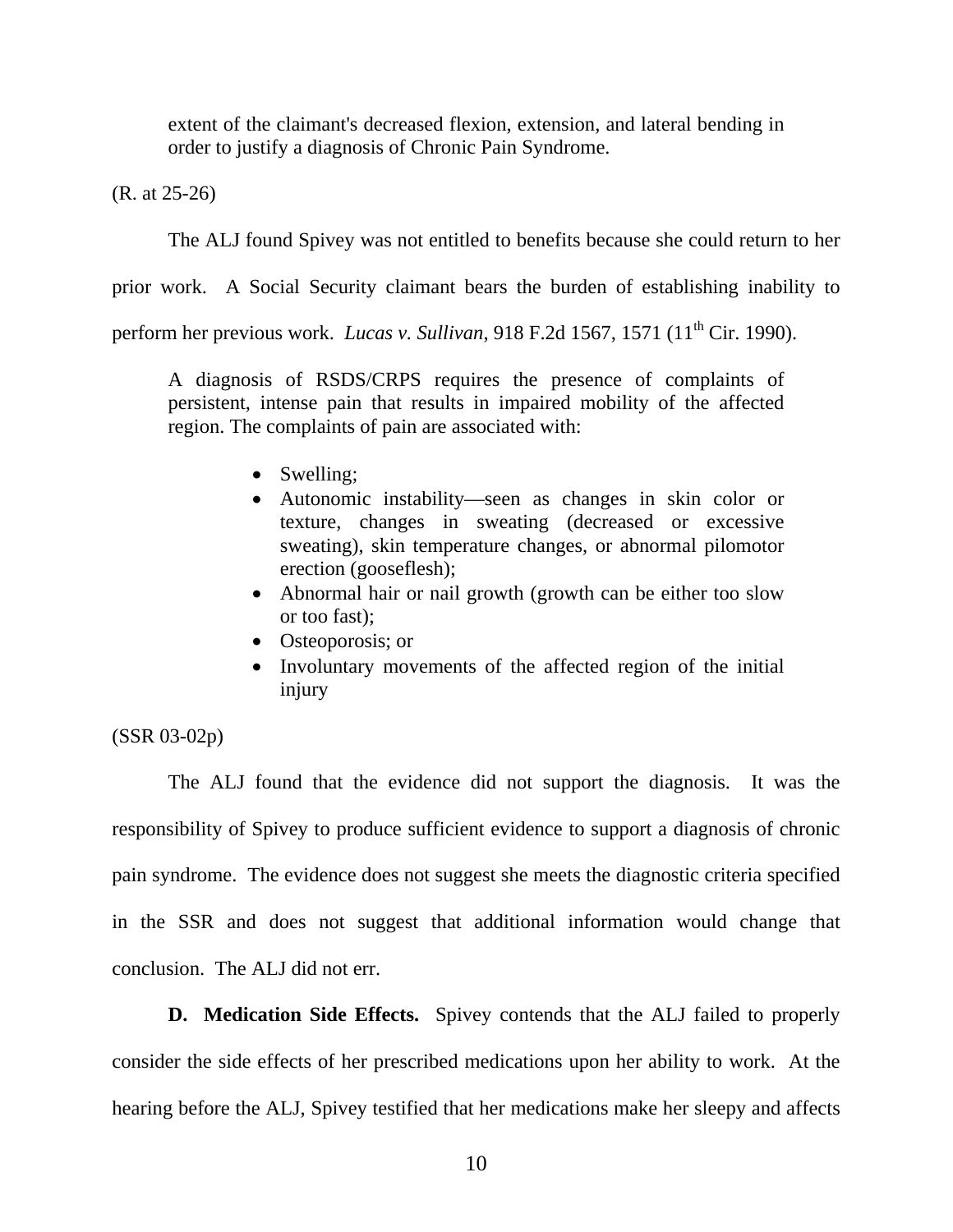> extent of the claimant's decreased flexion, extension, and lateral bending in order to justify a diagnosis of Chronic Pain Syndrome.

(R. at 25-26)

The ALJ found Spivey was not entitled to benefits because she could return to her prior work. A Social Security claimant bears the burden of establishing inability to perform her previous work. *Lucas v. Sullivan*, 918 F.2d 1567, 1571 (11th Cir. 1990).

> A diagnosis of RSDS/CRPS requires the presence of complaints of persistent, intense pain that results in impaired mobility of the affected region. The complaints of pain are associated with:
>
> - Swelling;
> - Autonomic instability—seen as changes in skin color or texture, changes in sweating (decreased or excessive sweating), skin temperature changes, or abnormal pilomotor erection (gooseflesh);
> - Abnormal hair or nail growth (growth can be either too slow or too fast);
> - Osteoporosis; or
> - Involuntary movements of the affected region of the initial injury

(SSR 03-02p)

The ALJ found that the evidence did not support the diagnosis. It was the responsibility of Spivey to produce sufficient evidence to support a diagnosis of chronic pain syndrome. The evidence does not suggest she meets the diagnostic criteria specified in the SSR and does not suggest that additional information would change that conclusion. The ALJ did not err.

**D. Medication Side Effects.** Spivey contends that the ALJ failed to properly consider the side effects of her prescribed medications upon her ability to work. At the hearing before the ALJ, Spivey testified that her medications make her sleepy and affects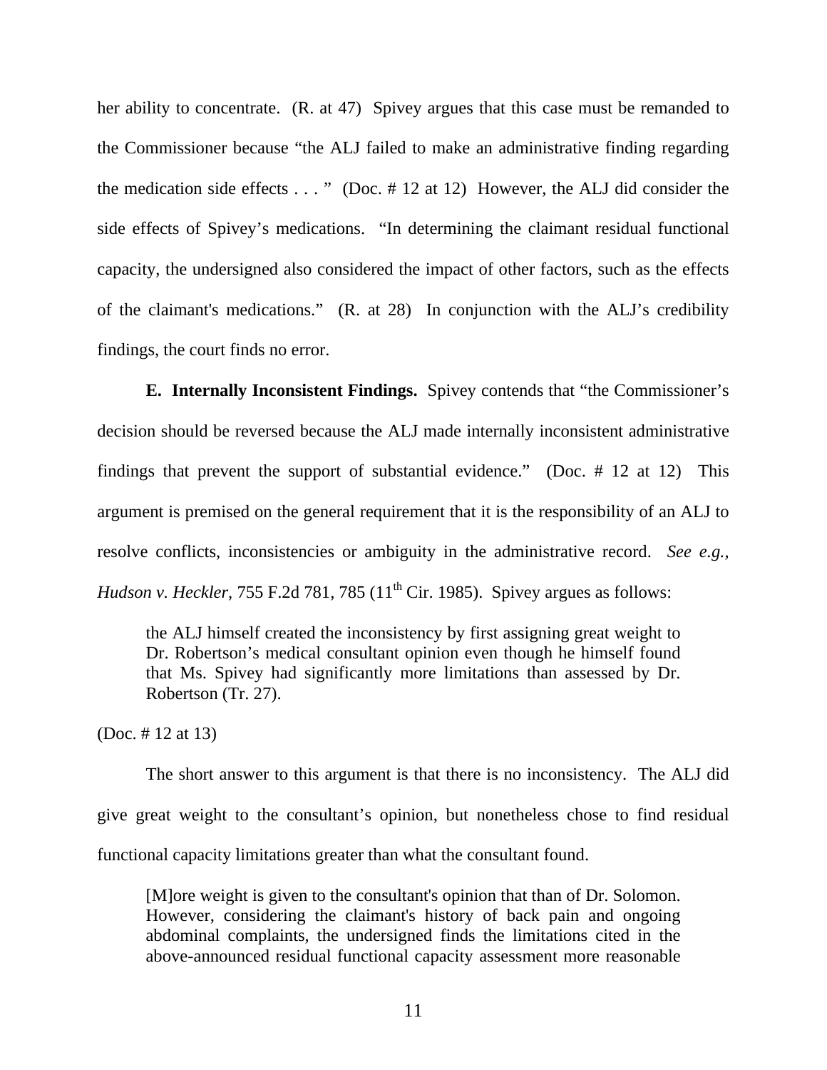her ability to concentrate. (R. at 47) Spivey argues that this case must be remanded to the Commissioner because "the ALJ failed to make an administrative finding regarding the medication side effects . . . " (Doc. # 12 at 12) However, the ALJ did consider the side effects of Spivey's medications. "In determining the claimant residual functional capacity, the undersigned also considered the impact of other factors, such as the effects of the claimant's medications." (R. at 28) In conjunction with the ALJ's credibility findings, the court finds no error.

**E. Internally Inconsistent Findings.** Spivey contends that "the Commissioner's decision should be reversed because the ALJ made internally inconsistent administrative findings that prevent the support of substantial evidence." (Doc. # 12 at 12) This argument is premised on the general requirement that it is the responsibility of an ALJ to resolve conflicts, inconsistencies or ambiguity in the administrative record. *See e.g.*, *Hudson v. Heckler*, 755 F.2d 781, 785 (11th Cir. 1985). Spivey argues as follows:

> the ALJ himself created the inconsistency by first assigning great weight to Dr. Robertson's medical consultant opinion even though he himself found that Ms. Spivey had significantly more limitations than assessed by Dr. Robertson (Tr. 27).

(Doc. # 12 at 13)

The short answer to this argument is that there is no inconsistency. The ALJ did give great weight to the consultant's opinion, but nonetheless chose to find residual functional capacity limitations greater than what the consultant found.

> [M]ore weight is given to the consultant's opinion that than of Dr. Solomon. However, considering the claimant's history of back pain and ongoing abdominal complaints, the undersigned finds the limitations cited in the above-announced residual functional capacity assessment more reasonable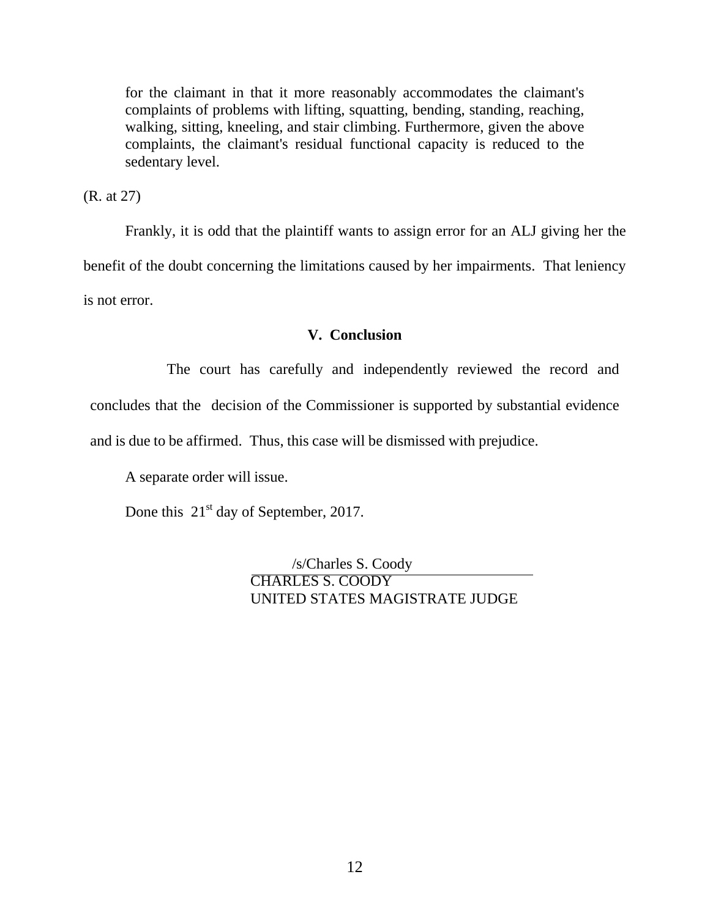> for the claimant in that it more reasonably accommodates the claimant's complaints of problems with lifting, squatting, bending, standing, reaching, walking, sitting, kneeling, and stair climbing. Furthermore, given the above complaints, the claimant's residual functional capacity is reduced to the sedentary level.

(R. at 27)

Frankly, it is odd that the plaintiff wants to assign error for an ALJ giving her the benefit of the doubt concerning the limitations caused by her impairments. That leniency is not error.

## V. Conclusion

The court has carefully and independently reviewed the record and concludes that the decision of the Commissioner is supported by substantial evidence and is due to be affirmed. Thus, this case will be dismissed with prejudice.

A separate order will issue.

Done this 21st day of September, 2017.

/s/Charles S. Coody
CHARLES S. COODY
UNITED STATES MAGISTRATE JUDGE